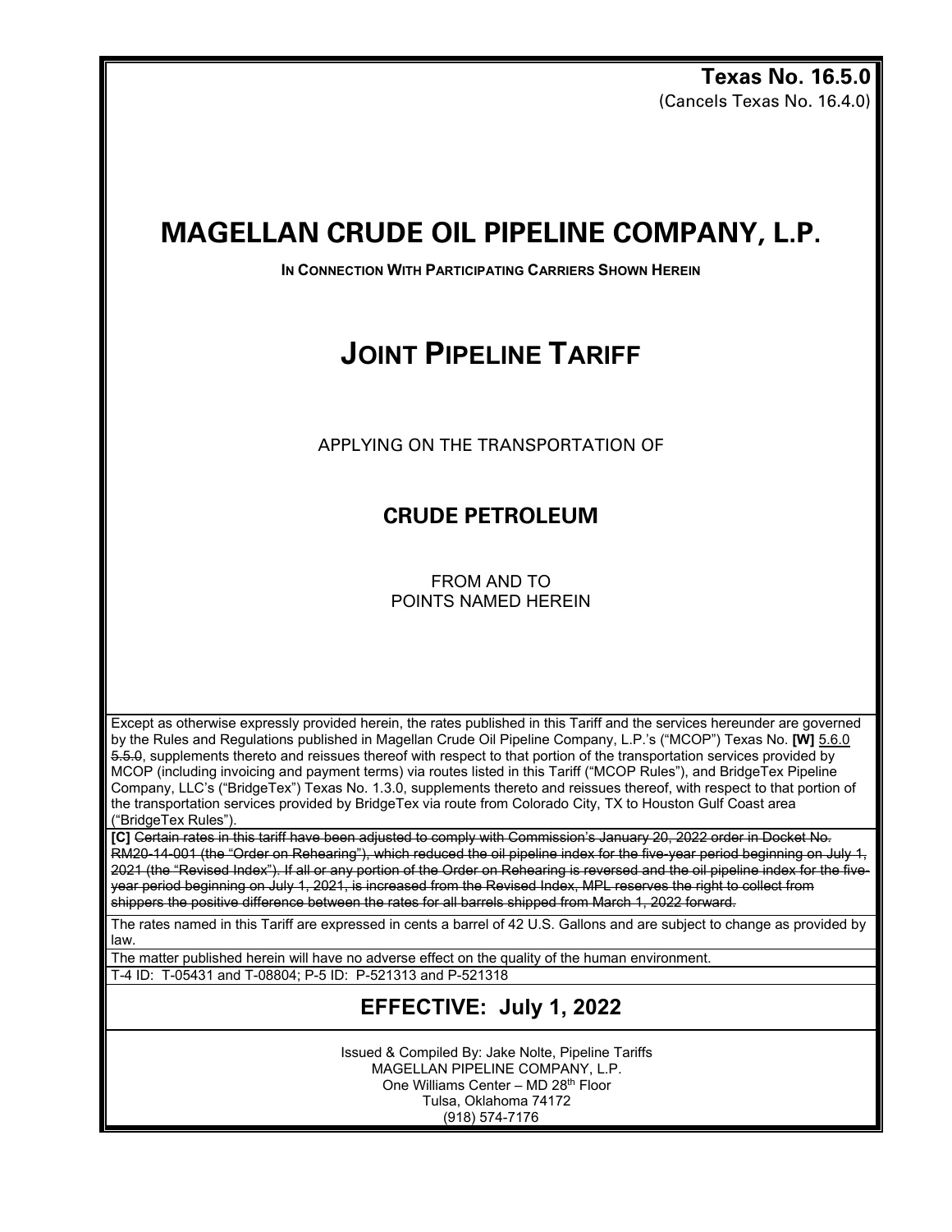**Texas No. 16.5.0**
(Cancels Texas No. 16.4.0)

# MAGELLAN CRUDE OIL PIPELINE COMPANY, L.P.

**IN CONNECTION WITH PARTICIPATING CARRIERS SHOWN HEREIN**

# JOINT PIPELINE TARIFF

APPLYING ON THE TRANSPORTATION OF

## CRUDE PETROLEUM

FROM AND TO
POINTS NAMED HEREIN

Except as otherwise expressly provided herein, the rates published in this Tariff and the services hereunder are governed by the Rules and Regulations published in Magellan Crude Oil Pipeline Company, L.P.'s ("MCOP") Texas No. **[W]** 5.6.0 ~~5.5.0~~, supplements thereto and reissues thereof with respect to that portion of the transportation services provided by MCOP (including invoicing and payment terms) via routes listed in this Tariff ("MCOP Rules"), and BridgeTex Pipeline Company, LLC's ("BridgeTex") Texas No. 1.3.0, supplements thereto and reissues thereof, with respect to that portion of the transportation services provided by BridgeTex via route from Colorado City, TX to Houston Gulf Coast area ("BridgeTex Rules").

**[C]** ~~Certain rates in this tariff have been adjusted to comply with Commission's January 20, 2022 order in Docket No. RM20-14-001 (the "Order on Rehearing"), which reduced the oil pipeline index for the five-year period beginning on July 1, 2021 (the "Revised Index"). If all or any portion of the Order on Rehearing is reversed and the oil pipeline index for the five-year period beginning on July 1, 2021, is increased from the Revised Index, MPL reserves the right to collect from shippers the positive difference between the rates for all barrels shipped from March 1, 2022 forward.~~

The rates named in this Tariff are expressed in cents a barrel of 42 U.S. Gallons and are subject to change as provided by law.

The matter published herein will have no adverse effect on the quality of the human environment.

T-4 ID: T-05431 and T-08804; P-5 ID: P-521313 and P-521318

## EFFECTIVE: July 1, 2022

Issued & Compiled By: Jake Nolte, Pipeline Tariffs
MAGELLAN PIPELINE COMPANY, L.P.
One Williams Center – MD 28th Floor
Tulsa, Oklahoma 74172
(918) 574-7176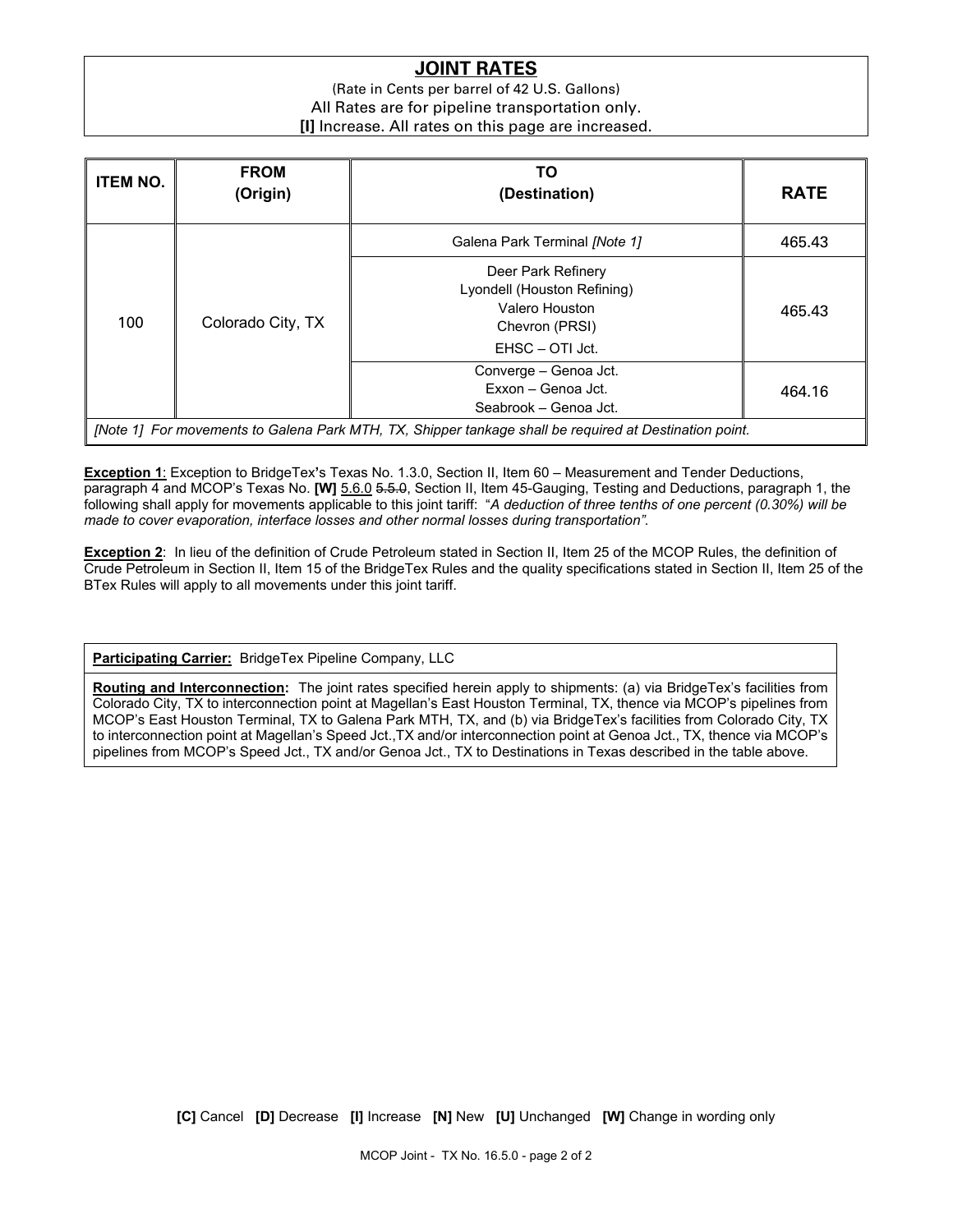# JOINT RATES

(Rate in Cents per barrel of 42 U.S. Gallons)
All Rates are for pipeline transportation only.
**[I]** Increase. All rates on this page are increased.

| ITEM NO. | FROM (Origin) | TO (Destination) | RATE |
|---|---|---|---|
| 100 | Colorado City, TX | Galena Park Terminal *[Note 1]* | 465.43 |
| | | Deer Park Refinery<br>Lyondell (Houston Refining)<br>Valero Houston<br>Chevron (PRSI)<br>EHSC – OTI Jct. | 465.43 |
| | | Converge – Genoa Jct.<br>Exxon – Genoa Jct.<br>Seabrook – Genoa Jct. | 464.16 |

*[Note 1] For movements to Galena Park MTH, TX, Shipper tankage shall be required at Destination point.*

**Exception 1**: Exception to BridgeTex's Texas No. 1.3.0, Section II, Item 60 – Measurement and Tender Deductions, paragraph 4 and MCOP's Texas No. **[W]** 5.6.0 ~~5.5.0~~, Section II, Item 45-Gauging, Testing and Deductions, paragraph 1, the following shall apply for movements applicable to this joint tariff: "*A deduction of three tenths of one percent (0.30%) will be made to cover evaporation, interface losses and other normal losses during transportation".*

**Exception 2**: In lieu of the definition of Crude Petroleum stated in Section II, Item 25 of the MCOP Rules, the definition of Crude Petroleum in Section II, Item 15 of the BridgeTex Rules and the quality specifications stated in Section II, Item 25 of the BTex Rules will apply to all movements under this joint tariff.

**Participating Carrier:** BridgeTex Pipeline Company, LLC

**Routing and Interconnection:** The joint rates specified herein apply to shipments: (a) via BridgeTex's facilities from Colorado City, TX to interconnection point at Magellan's East Houston Terminal, TX, thence via MCOP's pipelines from MCOP's East Houston Terminal, TX to Galena Park MTH, TX, and (b) via BridgeTex's facilities from Colorado City, TX to interconnection point at Magellan's Speed Jct.,TX and/or interconnection point at Genoa Jct., TX, thence via MCOP's pipelines from MCOP's Speed Jct., TX and/or Genoa Jct., TX to Destinations in Texas described in the table above.

**[C]** Cancel **[D]** Decrease **[I]** Increase **[N]** New **[U]** Unchanged **[W]** Change in wording only